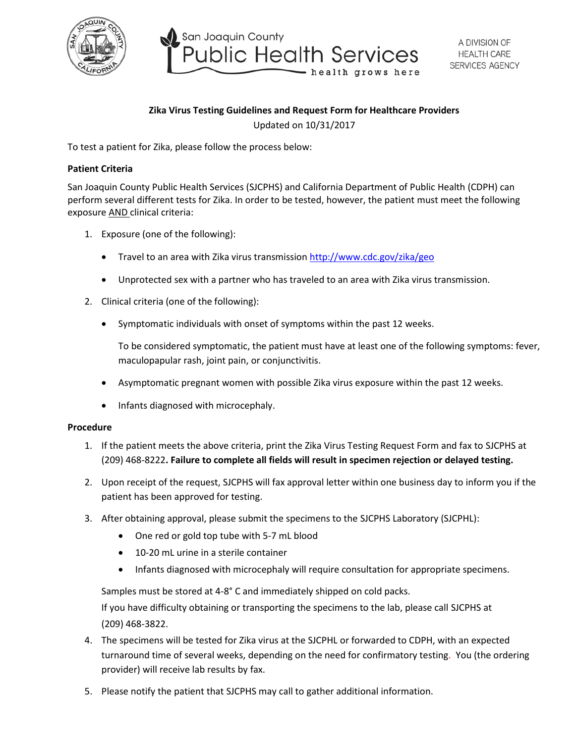San Joaquin County Public Health Services — health grows here

A DIVISION OF HEALTH CARE SERVICES AGENCY

**Zika Virus Testing Guidelines and Request Form for Healthcare Providers**

Updated on 10/31/2017

To test a patient for Zika, please follow the process below:

**Patient Criteria**

San Joaquin County Public Health Services (SJCPHS) and California Department of Public Health (CDPH) can perform several different tests for Zika. In order to be tested, however, the patient must meet the following exposure AND clinical criteria:

1. Exposure (one of the following):
   - Travel to an area with Zika virus transmission http://www.cdc.gov/zika/geo
   - Unprotected sex with a partner who has traveled to an area with Zika virus transmission.
2. Clinical criteria (one of the following):
   - Symptomatic individuals with onset of symptoms within the past 12 weeks.

     To be considered symptomatic, the patient must have at least one of the following symptoms: fever, maculopapular rash, joint pain, or conjunctivitis.
   - Asymptomatic pregnant women with possible Zika virus exposure within the past 12 weeks.
   - Infants diagnosed with microcephaly.

**Procedure**

1. If the patient meets the above criteria, print the Zika Virus Testing Request Form and fax to SJCPHS at (209) 468-8222**. Failure to complete all fields will result in specimen rejection or delayed testing.**
2. Upon receipt of the request, SJCPHS will fax approval letter within one business day to inform you if the patient has been approved for testing.
3. After obtaining approval, please submit the specimens to the SJCPHS Laboratory (SJCPHL):
   - One red or gold top tube with 5-7 mL blood
   - 10-20 mL urine in a sterile container
   - Infants diagnosed with microcephaly will require consultation for appropriate specimens.

   Samples must be stored at 4-8° C and immediately shipped on cold packs.

   If you have difficulty obtaining or transporting the specimens to the lab, please call SJCPHS at (209) 468-3822.
4. The specimens will be tested for Zika virus at the SJCPHL or forwarded to CDPH, with an expected turnaround time of several weeks, depending on the need for confirmatory testing. You (the ordering provider) will receive lab results by fax.
5. Please notify the patient that SJCPHS may call to gather additional information.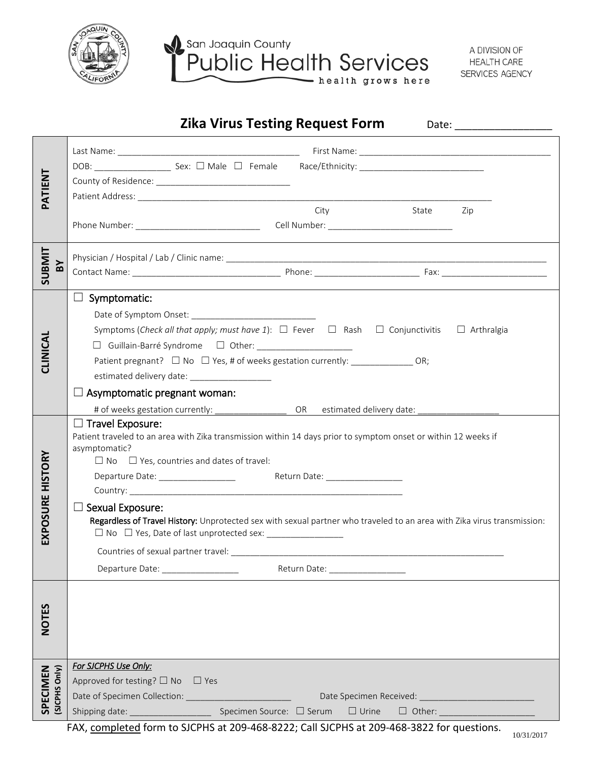San Joaquin County Public Health Services
health grows here

A DIVISION OF HEALTH CARE SERVICES AGENCY

# Zika Virus Testing Request Form

Date: ________________

## PATIENT

Last Name: ______________________________________ First Name: ________________________________________

DOB: ________________ Sex: ☐ Male ☐ Female Race/Ethnicity: __________________________

County of Residence: ____________________________

Patient Address: ________________________________________________________________________________

City State Zip

Phone Number: __________________________ Cell Number: __________________________

## SUBMIT BY

Physician / Hospital / Lab / Clinic name: __________________________________________________________________

Contact Name: ______________________________ Phone: ______________________ Fax: ______________________

## CLINICAL

☐ **Symptomatic:**

Date of Symptom Onset: __________________________

Symptoms (*Check all that apply; must have 1*): ☐ Fever ☐ Rash ☐ Conjunctivitis ☐ Arthralgia

☐ Guillain-Barré Syndrome ☐ Other: ___________________

Patient pregnant? ☐ No ☐ Yes, # of weeks gestation currently: _____________ OR;

estimated delivery date: ________________

☐ **Asymptomatic pregnant woman:**

# of weeks gestation currently: _______________ OR estimated delivery date: _________________

## EXPOSURE HISTORY

☐ **Travel Exposure:**

Patient traveled to an area with Zika transmission within 14 days prior to symptom onset or within 12 weeks if asymptomatic?

☐ No ☐ Yes, countries and dates of travel:

Departure Date: ________________ Return Date: ________________

Country: ____________________________________________________________

☐ **Sexual Exposure:**

**Regardless of Travel History:** Unprotected sex with sexual partner who traveled to an area with Zika virus transmission:

☐ No ☐ Yes, Date of last unprotected sex: _______________

Countries of sexual partner travel: ____________________________________________________________

Departure Date: ________________ Return Date: ________________

## NOTES

## SPECIMEN (SJCPHS Only)

*For SJCPHS Use Only:*

Approved for testing? ☐ No ☐ Yes

Date of Specimen Collection: ______________________ Date Specimen Received: ________________________

Shipping date: ________________ Specimen Source: ☐ Serum ☐ Urine ☐ Other: ____________________

FAX, completed form to SJCPHS at 209-468-8222; Call SJCPHS at 209-468-3822 for questions.

10/31/2017